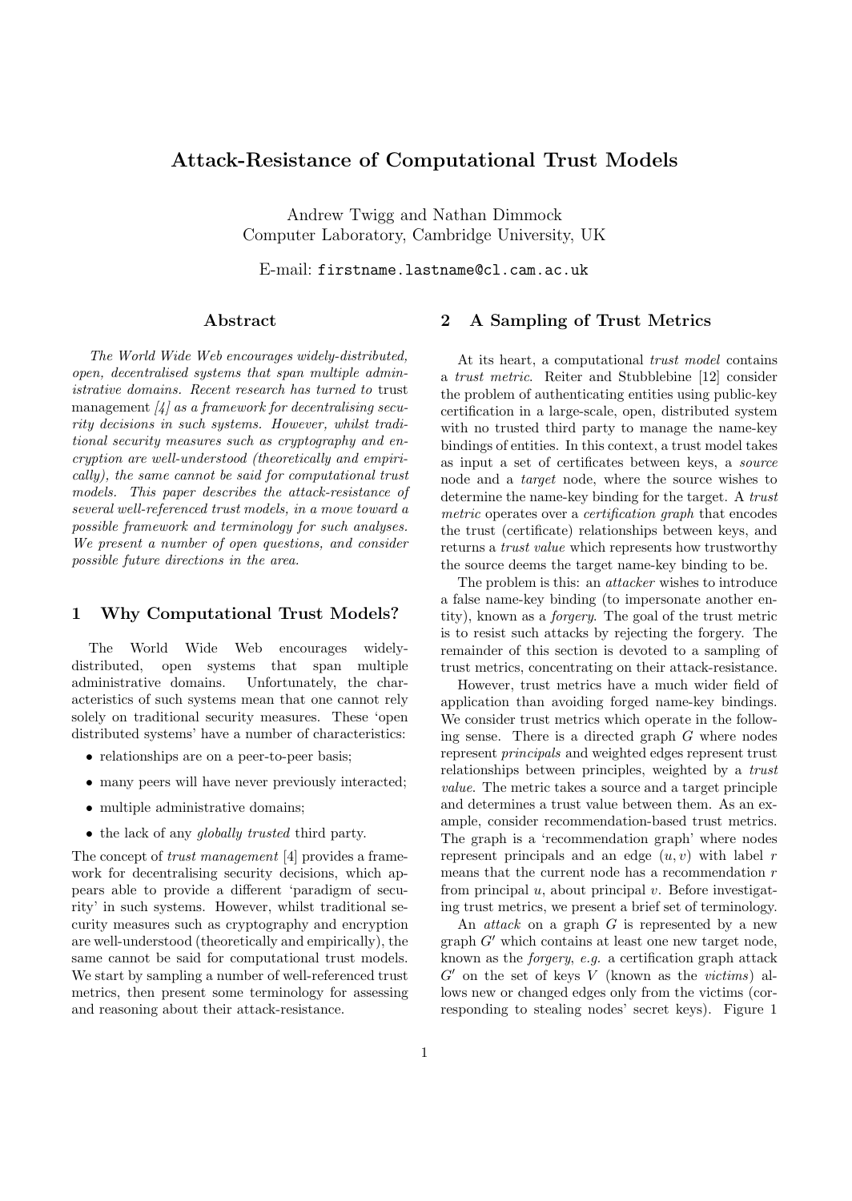# Attack-Resistance of Computational Trust Models

Andrew Twigg and Nathan Dimmock
Computer Laboratory, Cambridge University, UK

E-mail: `firstname.lastname@cl.cam.ac.uk`

## Abstract

*The World Wide Web encourages widely-distributed, open, decentralised systems that span multiple administrative domains. Recent research has turned to* trust management *[4] as a framework for decentralising security decisions in such systems. However, whilst traditional security measures such as cryptography and encryption are well-understood (theoretically and empirically), the same cannot be said for computational trust models. This paper describes the attack-resistance of several well-referenced trust models, in a move toward a possible framework and terminology for such analyses. We present a number of open questions, and consider possible future directions in the area.*

## 1 Why Computational Trust Models?

The World Wide Web encourages widely-distributed, open systems that span multiple administrative domains. Unfortunately, the characteristics of such systems mean that one cannot rely solely on traditional security measures. These 'open distributed systems' have a number of characteristics:

- relationships are on a peer-to-peer basis;
- many peers will have never previously interacted;
- multiple administrative domains;
- the lack of any *globally trusted* third party.

The concept of *trust management* [4] provides a framework for decentralising security decisions, which appears able to provide a different 'paradigm of security' in such systems. However, whilst traditional security measures such as cryptography and encryption are well-understood (theoretically and empirically), the same cannot be said for computational trust models. We start by sampling a number of well-referenced trust metrics, then present some terminology for assessing and reasoning about their attack-resistance.

## 2 A Sampling of Trust Metrics

At its heart, a computational *trust model* contains a *trust metric*. Reiter and Stubblebine [12] consider the problem of authenticating entities using public-key certification in a large-scale, open, distributed system with no trusted third party to manage the name-key bindings of entities. In this context, a trust model takes as input a set of certificates between keys, a *source* node and a *target* node, where the source wishes to determine the name-key binding for the target. A *trust metric* operates over a *certification graph* that encodes the trust (certificate) relationships between keys, and returns a *trust value* which represents how trustworthy the source deems the target name-key binding to be.

The problem is this: an *attacker* wishes to introduce a false name-key binding (to impersonate another entity), known as a *forgery*. The goal of the trust metric is to resist such attacks by rejecting the forgery. The remainder of this section is devoted to a sampling of trust metrics, concentrating on their attack-resistance.

However, trust metrics have a much wider field of application than avoiding forged name-key bindings. We consider trust metrics which operate in the following sense. There is a directed graph $G$ where nodes represent *principals* and weighted edges represent trust relationships between principles, weighted by a *trust value*. The metric takes a source and a target principle and determines a trust value between them. As an example, consider recommendation-based trust metrics. The graph is a 'recommendation graph' where nodes represent principals and an edge $(u, v)$ with label $r$ means that the current node has a recommendation $r$ from principal $u$, about principal $v$. Before investigating trust metrics, we present a brief set of terminology.

An *attack* on a graph $G$ is represented by a new graph $G'$ which contains at least one new target node, known as the *forgery*, *e.g.* a certification graph attack $G'$ on the set of keys $V$ (known as the *victims*) allows new or changed edges only from the victims (corresponding to stealing nodes' secret keys). Figure 1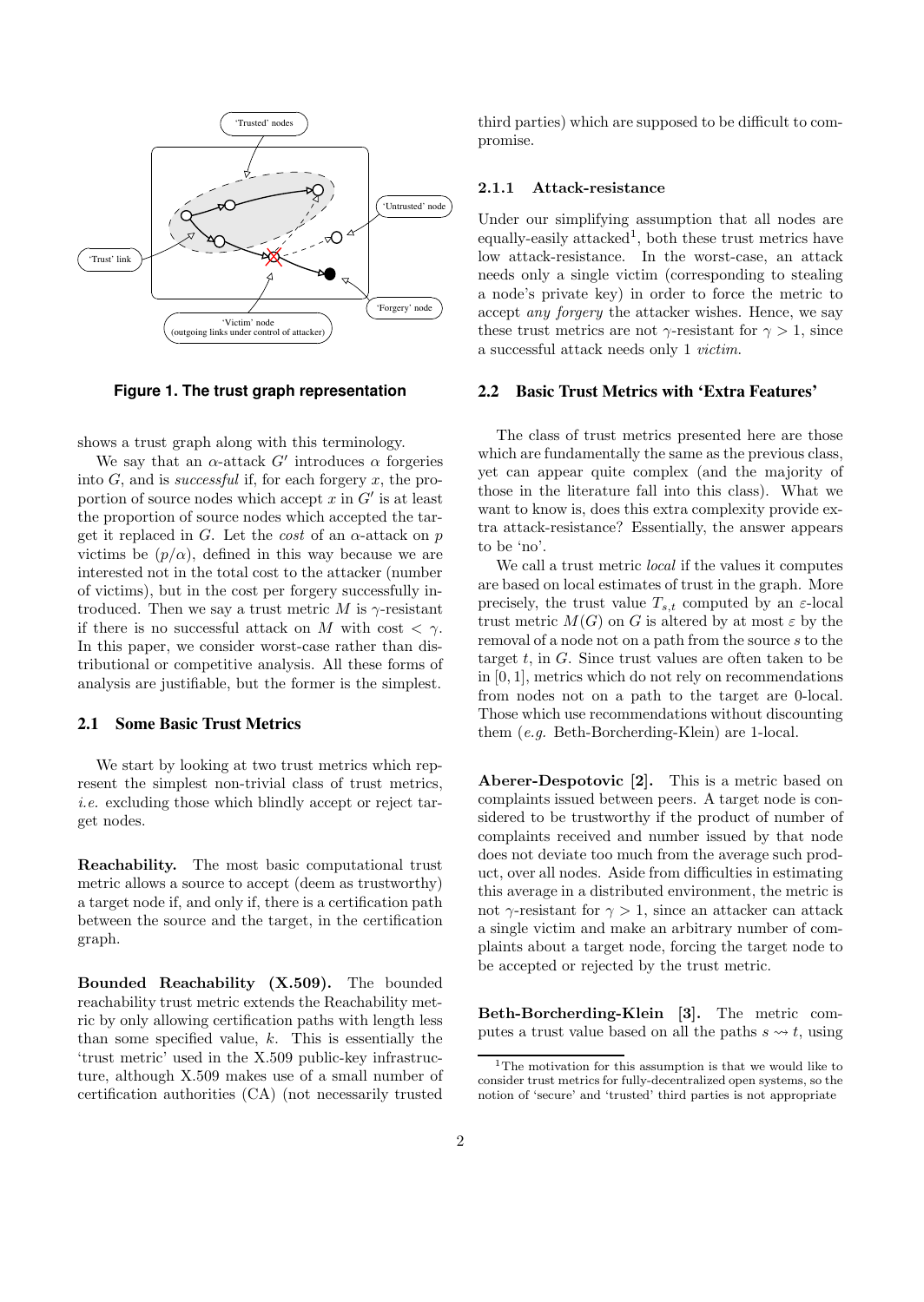Figure 1. The trust graph representation

shows a trust graph along with this terminology.

We say that an $\alpha$-attack $G'$ introduces $\alpha$ forgeries into $G$, and is *successful* if, for each forgery $x$, the proportion of source nodes which accept $x$ in $G'$ is at least the proportion of source nodes which accepted the target it replaced in $G$. Let the *cost* of an $\alpha$-attack on $p$ victims be $(p/\alpha)$, defined in this way because we are interested not in the total cost to the attacker (number of victims), but in the cost per forgery successfully introduced. Then we say a trust metric $M$ is $\gamma$-resistant if there is no successful attack on $M$ with cost $< \gamma$. In this paper, we consider worst-case rather than distributional or competitive analysis. All these forms of analysis are justifiable, but the former is the simplest.

## 2.1 Some Basic Trust Metrics

We start by looking at two trust metrics which represent the simplest non-trivial class of trust metrics, *i.e.* excluding those which blindly accept or reject target nodes.

**Reachability.** The most basic computational trust metric allows a source to accept (deem as trustworthy) a target node if, and only if, there is a certification path between the source and the target, in the certification graph.

**Bounded Reachability (X.509).** The bounded reachability trust metric extends the Reachability metric by only allowing certification paths with length less than some specified value, $k$. This is essentially the 'trust metric' used in the X.509 public-key infrastructure, although X.509 makes use of a small number of certification authorities (CA) (not necessarily trusted third parties) which are supposed to be difficult to compromise.

### 2.1.1 Attack-resistance

Under our simplifying assumption that all nodes are equally-easily attacked[1], both these trust metrics have low attack-resistance. In the worst-case, an attack needs only a single victim (corresponding to stealing a node's private key) in order to force the metric to accept *any forgery* the attacker wishes. Hence, we say these trust metrics are not $\gamma$-resistant for $\gamma > 1$, since a successful attack needs only 1 *victim*.

## 2.2 Basic Trust Metrics with 'Extra Features'

The class of trust metrics presented here are those which are fundamentally the same as the previous class, yet can appear quite complex (and the majority of those in the literature fall into this class). What we want to know is, does this extra complexity provide extra attack-resistance? Essentially, the answer appears to be 'no'.

We call a trust metric *local* if the values it computes are based on local estimates of trust in the graph. More precisely, the trust value $T_{s,t}$ computed by an $\varepsilon$-local trust metric $M(G)$ on $G$ is altered by at most $\varepsilon$ by the removal of a node not on a path from the source $s$ to the target $t$, in $G$. Since trust values are often taken to be in $[0, 1]$, metrics which do not rely on recommendations from nodes not on a path to the target are 0-local. Those which use recommendations without discounting them (*e.g.* Beth-Borcherding-Klein) are 1-local.

**Aberer-Despotovic [2].** This is a metric based on complaints issued between peers. A target node is considered to be trustworthy if the product of number of complaints received and number issued by that node does not deviate too much from the average such product, over all nodes. Aside from difficulties in estimating this average in a distributed environment, the metric is not $\gamma$-resistant for $\gamma > 1$, since an attacker can attack a single victim and make an arbitrary number of complaints about a target node, forcing the target node to be accepted or rejected by the trust metric.

**Beth-Borcherding-Klein [3].** The metric computes a trust value based on all the paths $s \rightsquigarrow t$, using

[1] The motivation for this assumption is that we would like to consider trust metrics for fully-decentralized open systems, so the notion of 'secure' and 'trusted' third parties is not appropriate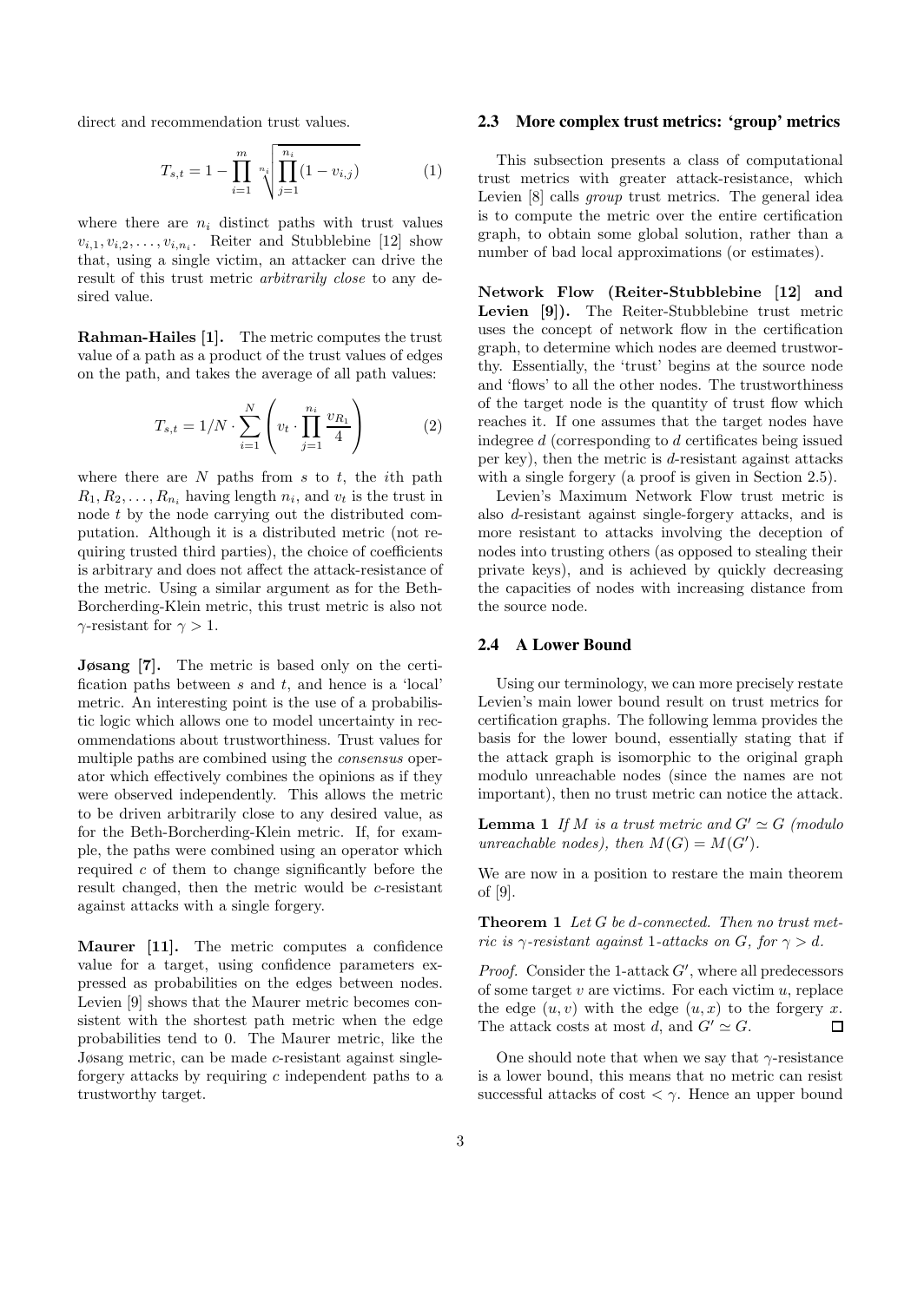direct and recommendation trust values.

$$T_{s,t} = 1 - \prod_{i=1}^{m} \sqrt[n_i]{\prod_{j=1}^{n_i} (1 - v_{i,j})} \tag{1}$$

where there are $n_i$ distinct paths with trust values $v_{i,1}, v_{i,2}, \ldots, v_{i,n_i}$. Reiter and Stubblebine [12] show that, using a single victim, an attacker can drive the result of this trust metric *arbitrarily close* to any desired value.

**Rahman-Hailes [1].** The metric computes the trust value of a path as a product of the trust values of edges on the path, and takes the average of all path values:

$$T_{s,t} = 1/N \cdot \sum_{i=1}^{N} \left( v_t \cdot \prod_{j=1}^{n_i} \frac{v_{R_1}}{4} \right) \tag{2}$$

where there are $N$ paths from $s$ to $t$, the $i$th path $R_1, R_2, \ldots, R_{n_i}$ having length $n_i$, and $v_t$ is the trust in node $t$ by the node carrying out the distributed computation. Although it is a distributed metric (not requiring trusted third parties), the choice of coefficients is arbitrary and does not affect the attack-resistance of the metric. Using a similar argument as for the Beth-Borcherding-Klein metric, this trust metric is also not $\gamma$-resistant for $\gamma > 1$.

**Jøsang [7].** The metric is based only on the certification paths between $s$ and $t$, and hence is a 'local' metric. An interesting point is the use of a probabilistic logic which allows one to model uncertainty in recommendations about trustworthiness. Trust values for multiple paths are combined using the *consensus* operator which effectively combines the opinions as if they were observed independently. This allows the metric to be driven arbitrarily close to any desired value, as for the Beth-Borcherding-Klein metric. If, for example, the paths were combined using an operator which required $c$ of them to change significantly before the result changed, then the metric would be $c$-resistant against attacks with a single forgery.

**Maurer [11].** The metric computes a confidence value for a target, using confidence parameters expressed as probabilities on the edges between nodes. Levien [9] shows that the Maurer metric becomes consistent with the shortest path metric when the edge probabilities tend to 0. The Maurer metric, like the Jøsang metric, can be made $c$-resistant against single-forgery attacks by requiring $c$ independent paths to a trustworthy target.

### 2.3 More complex trust metrics: 'group' metrics

This subsection presents a class of computational trust metrics with greater attack-resistance, which Levien [8] calls *group* trust metrics. The general idea is to compute the metric over the entire certification graph, to obtain some global solution, rather than a number of bad local approximations (or estimates).

**Network Flow (Reiter-Stubblebine [12] and Levien [9]).** The Reiter-Stubblebine trust metric uses the concept of network flow in the certification graph, to determine which nodes are deemed trustworthy. Essentially, the 'trust' begins at the source node and 'flows' to all the other nodes. The trustworthiness of the target node is the quantity of trust flow which reaches it. If one assumes that the target nodes have indegree $d$ (corresponding to $d$ certificates being issued per key), then the metric is $d$-resistant against attacks with a single forgery (a proof is given in Section 2.5).

Levien's Maximum Network Flow trust metric is also $d$-resistant against single-forgery attacks, and is more resistant to attacks involving the deception of nodes into trusting others (as opposed to stealing their private keys), and is achieved by quickly decreasing the capacities of nodes with increasing distance from the source node.

### 2.4 A Lower Bound

Using our terminology, we can more precisely restate Levien's main lower bound result on trust metrics for certification graphs. The following lemma provides the basis for the lower bound, essentially stating that if the attack graph is isomorphic to the original graph modulo unreachable nodes (since the names are not important), then no trust metric can notice the attack.

**Lemma 1** *If $M$ is a trust metric and $G' \simeq G$ (modulo unreachable nodes), then $M(G) = M(G')$.*

We are now in a position to restare the main theorem of [9].

**Theorem 1** *Let $G$ be $d$-connected. Then no trust metric is $\gamma$-resistant against 1-attacks on $G$, for $\gamma > d$.*

*Proof.* Consider the 1-attack $G'$, where all predecessors of some target $v$ are victims. For each victim $u$, replace the edge $(u, v)$ with the edge $(u, x)$ to the forgery $x$. The attack costs at most $d$, and $G' \simeq G$. □

One should note that when we say that $\gamma$-resistance is a lower bound, this means that no metric can resist successful attacks of cost $< \gamma$. Hence an upper bound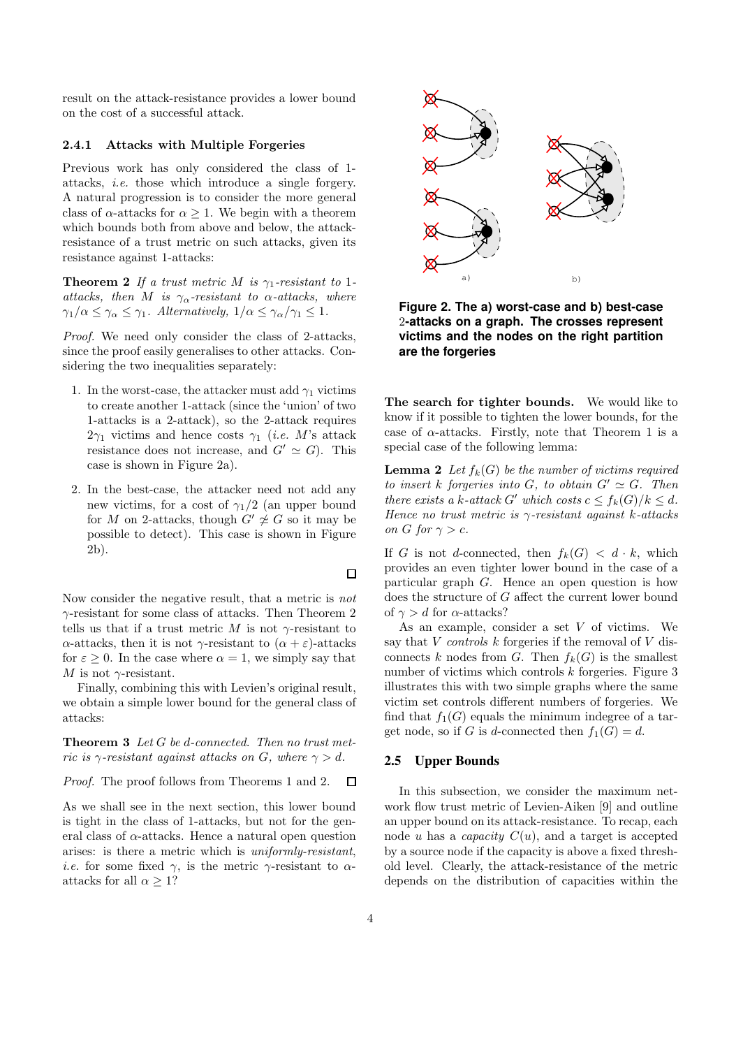result on the attack-resistance provides a lower bound on the cost of a successful attack.

### 2.4.1 Attacks with Multiple Forgeries

Previous work has only considered the class of 1-attacks, *i.e.* those which introduce a single forgery. A natural progression is to consider the more general class of $\alpha$-attacks for $\alpha \geq 1$. We begin with a theorem which bounds both from above and below, the attack-resistance of a trust metric on such attacks, given its resistance against 1-attacks:

**Theorem 2** *If a trust metric $M$ is $\gamma_1$-resistant to 1-attacks, then $M$ is $\gamma_\alpha$-resistant to $\alpha$-attacks, where $\gamma_1/\alpha \leq \gamma_\alpha \leq \gamma_1$. Alternatively, $1/\alpha \leq \gamma_\alpha/\gamma_1 \leq 1$.*

*Proof.* We need only consider the class of 2-attacks, since the proof easily generalises to other attacks. Considering the two inequalities separately:

1. In the worst-case, the attacker must add $\gamma_1$ victims to create another 1-attack (since the 'union' of two 1-attacks is a 2-attack), so the 2-attack requires $2\gamma_1$ victims and hence costs $\gamma_1$ (*i.e.* $M$'s attack resistance does not increase, and $G' \simeq G$). This case is shown in Figure 2a).

2. In the best-case, the attacker need not add any new victims, for a cost of $\gamma_1/2$ (an upper bound for $M$ on 2-attacks, though $G' \not\simeq G$ so it may be possible to detect). This case is shown in Figure 2b).

□

Figure 2. The a) worst-case and b) best-case 2-attacks on a graph. The crosses represent victims and the nodes on the right partition are the forgeries

Now consider the negative result, that a metric is *not* $\gamma$-resistant for some class of attacks. Then Theorem 2 tells us that if a trust metric $M$ is not $\gamma$-resistant to $\alpha$-attacks, then it is not $\gamma$-resistant to $(\alpha+\varepsilon)$-attacks for $\varepsilon \geq 0$. In the case where $\alpha = 1$, we simply say that $M$ is not $\gamma$-resistant.

Finally, combining this with Levien's original result, we obtain a simple lower bound for the general class of attacks:

**Theorem 3** *Let $G$ be $d$-connected. Then no trust metric is $\gamma$-resistant against attacks on $G$, where $\gamma > d$.*

*Proof.* The proof follows from Theorems 1 and 2. □

As we shall see in the next section, this lower bound is tight in the class of 1-attacks, but not for the general class of $\alpha$-attacks. Hence a natural open question arises: is there a metric which is *uniformly-resistant*, *i.e.* for some fixed $\gamma$, is the metric $\gamma$-resistant to $\alpha$-attacks for all $\alpha \geq 1$?

**The search for tighter bounds.** We would like to know if it possible to tighten the lower bounds, for the case of $\alpha$-attacks. Firstly, note that Theorem 1 is a special case of the following lemma:

**Lemma 2** *Let $f_k(G)$ be the number of victims required to insert $k$ forgeries into $G$, to obtain $G' \simeq G$. Then there exists a $k$-attack $G'$ which costs $c \leq f_k(G)/k \leq d$. Hence no trust metric is $\gamma$-resistant against $k$-attacks on $G$ for $\gamma > c$.*

If $G$ is not $d$-connected, then $f_k(G) < d \cdot k$, which provides an even tighter lower bound in the case of a particular graph $G$. Hence an open question is how does the structure of $G$ affect the current lower bound of $\gamma > d$ for $\alpha$-attacks?

As an example, consider a set $V$ of victims. We say that $V$ *controls* $k$ forgeries if the removal of $V$ disconnects $k$ nodes from $G$. Then $f_k(G)$ is the smallest number of victims which controls $k$ forgeries. Figure 3 illustrates this with two simple graphs where the same victim set controls different numbers of forgeries. We find that $f_1(G)$ equals the minimum indegree of a target node, so if $G$ is $d$-connected then $f_1(G) = d$.

## 2.5 Upper Bounds

In this subsection, we consider the maximum network flow trust metric of Levien-Aiken [9] and outline an upper bound on its attack-resistance. To recap, each node $u$ has a *capacity* $C(u)$, and a target is accepted by a source node if the capacity is above a fixed threshold level. Clearly, the attack-resistance of the metric depends on the distribution of capacities within the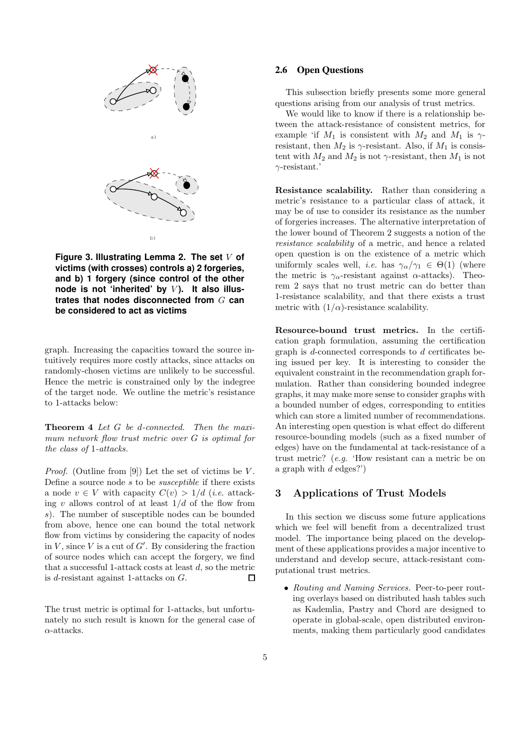a)

b)

**Figure 3. Illustrating Lemma 2. The set $V$ of victims (with crosses) controls a) 2 forgeries, and b) 1 forgery (since control of the other node is not 'inherited' by $V$). It also illustrates that nodes disconnected from $G$ can be considered to act as victims**

graph. Increasing the capacities toward the source intuitively requires more costly attacks, since attacks on randomly-chosen victims are unlikely to be successful. Hence the metric is constrained only by the indegree of the target node. We outline the metric's resistance to 1-attacks below:

**Theorem 4** *Let $G$ be $d$-connected. Then the maximum network flow trust metric over $G$ is optimal for the class of 1-attacks.*

*Proof.* (Outline from [9]) Let the set of victims be $V$. Define a source node $s$ to be *susceptible* if there exists a node $v \in V$ with capacity $C(v) > 1/d$ (*i.e.* attacking $v$ allows control of at least $1/d$ of the flow from $s$). The number of susceptible nodes can be bounded from above, hence one can bound the total network flow from victims by considering the capacity of nodes in $V$, since $V$ is a cut of $G'$. By considering the fraction of source nodes which can accept the forgery, we find that a successful 1-attack costs at least $d$, so the metric is $d$-resistant against 1-attacks on $G$. □

The trust metric is optimal for 1-attacks, but unfortunately no such result is known for the general case of $\alpha$-attacks.

### 2.6 Open Questions

This subsection briefly presents some more general questions arising from our analysis of trust metrics.

We would like to know if there is a relationship between the attack-resistance of consistent metrics, for example 'if $M_1$ is consistent with $M_2$ and $M_1$ is $\gamma$-resistant, then $M_2$ is $\gamma$-resistant. Also, if $M_1$ is consistent with $M_2$ and $M_2$ is not $\gamma$-resistant, then $M_1$ is not $\gamma$-resistant.'

**Resistance scalability.** Rather than considering a metric's resistance to a particular class of attack, it may be of use to consider its resistance as the number of forgeries increases. The alternative interpretation of the lower bound of Theorem 2 suggests a notion of the *resistance scalability* of a metric, and hence a related open question is on the existence of a metric which uniformly scales well, *i.e.* has $\gamma_\alpha/\gamma_1 \in \Theta(1)$ (where the metric is $\gamma_\alpha$-resistant against $\alpha$-attacks). Theorem 2 says that no trust metric can do better than 1-resistance scalability, and that there exists a trust metric with $(1/\alpha)$-resistance scalability.

**Resource-bound trust metrics.** In the certification graph formulation, assuming the certification graph is $d$-connected corresponds to $d$ certificates being issued per key. It is interesting to consider the equivalent constraint in the recommendation graph formulation. Rather than considering bounded indegree graphs, it may make more sense to consider graphs with a bounded number of edges, corresponding to entities which can store a limited number of recommendations. An interesting open question is what effect do different resource-bounding models (such as a fixed number of edges) have on the fundamental attack-resistance of a trust metric? (*e.g.* 'How resistant can a metric be on a graph with $d$ edges?')

## 3 Applications of Trust Models

In this section we discuss some future applications which we feel will benefit from a decentralized trust model. The importance being placed on the development of these applications provides a major incentive to understand and develop secure, attack-resistant computational trust metrics.

- *Routing and Naming Services.* Peer-to-peer routing overlays based on distributed hash tables such as Kademlia, Pastry and Chord are designed to operate in global-scale, open distributed environments, making them particularly good candidates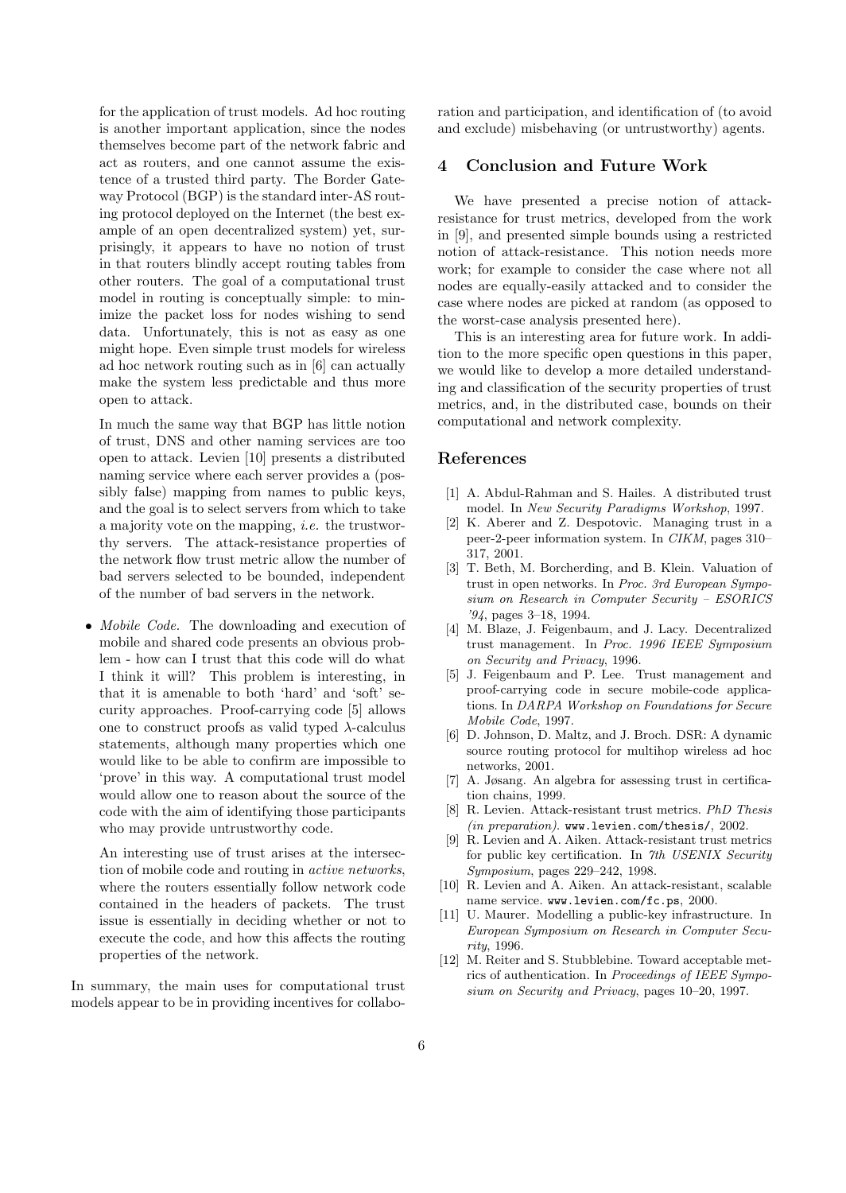for the application of trust models. Ad hoc routing is another important application, since the nodes themselves become part of the network fabric and act as routers, and one cannot assume the existence of a trusted third party. The Border Gateway Protocol (BGP) is the standard inter-AS routing protocol deployed on the Internet (the best example of an open decentralized system) yet, surprisingly, it appears to have no notion of trust in that routers blindly accept routing tables from other routers. The goal of a computational trust model in routing is conceptually simple: to minimize the packet loss for nodes wishing to send data. Unfortunately, this is not as easy as one might hope. Even simple trust models for wireless ad hoc network routing such as in [6] can actually make the system less predictable and thus more open to attack.

In much the same way that BGP has little notion of trust, DNS and other naming services are too open to attack. Levien [10] presents a distributed naming service where each server provides a (possibly false) mapping from names to public keys, and the goal is to select servers from which to take a majority vote on the mapping, *i.e.* the trustworthy servers. The attack-resistance properties of the network flow trust metric allow the number of bad servers selected to be bounded, independent of the number of bad servers in the network.

- *Mobile Code.* The downloading and execution of mobile and shared code presents an obvious problem - how can I trust that this code will do what I think it will? This problem is interesting, in that it is amenable to both 'hard' and 'soft' security approaches. Proof-carrying code [5] allows one to construct proofs as valid typed $\lambda$-calculus statements, although many properties which one would like to be able to confirm are impossible to 'prove' in this way. A computational trust model would allow one to reason about the source of the code with the aim of identifying those participants who may provide untrustworthy code.

  An interesting use of trust arises at the intersection of mobile code and routing in *active networks*, where the routers essentially follow network code contained in the headers of packets. The trust issue is essentially in deciding whether or not to execute the code, and how this affects the routing properties of the network.

In summary, the main uses for computational trust models appear to be in providing incentives for collaboration and participation, and identification of (to avoid and exclude) misbehaving (or untrustworthy) agents.

## 4 Conclusion and Future Work

We have presented a precise notion of attack-resistance for trust metrics, developed from the work in [9], and presented simple bounds using a restricted notion of attack-resistance. This notion needs more work; for example to consider the case where not all nodes are equally-easily attacked and to consider the case where nodes are picked at random (as opposed to the worst-case analysis presented here).

This is an interesting area for future work. In addition to the more specific open questions in this paper, we would like to develop a more detailed understanding and classification of the security properties of trust metrics, and, in the distributed case, bounds on their computational and network complexity.

## References

[1] A. Abdul-Rahman and S. Hailes. A distributed trust model. In *New Security Paradigms Workshop*, 1997.

[2] K. Aberer and Z. Despotovic. Managing trust in a peer-2-peer information system. In *CIKM*, pages 310–317, 2001.

[3] T. Beth, M. Borcherding, and B. Klein. Valuation of trust in open networks. In *Proc. 3rd European Symposium on Research in Computer Security – ESORICS '94*, pages 3–18, 1994.

[4] M. Blaze, J. Feigenbaum, and J. Lacy. Decentralized trust management. In *Proc. 1996 IEEE Symposium on Security and Privacy*, 1996.

[5] J. Feigenbaum and P. Lee. Trust management and proof-carrying code in secure mobile-code applications. In *DARPA Workshop on Foundations for Secure Mobile Code*, 1997.

[6] D. Johnson, D. Maltz, and J. Broch. DSR: A dynamic source routing protocol for multihop wireless ad hoc networks, 2001.

[7] A. Jøsang. An algebra for assessing trust in certification chains, 1999.

[8] R. Levien. Attack-resistant trust metrics. *PhD Thesis (in preparation)*. www.levien.com/thesis/, 2002.

[9] R. Levien and A. Aiken. Attack-resistant trust metrics for public key certification. In *7th USENIX Security Symposium*, pages 229–242, 1998.

[10] R. Levien and A. Aiken. An attack-resistant, scalable name service. www.levien.com/fc.ps, 2000.

[11] U. Maurer. Modelling a public-key infrastructure. In *European Symposium on Research in Computer Security*, 1996.

[12] M. Reiter and S. Stubblebine. Toward acceptable metrics of authentication. In *Proceedings of IEEE Symposium on Security and Privacy*, pages 10–20, 1997.